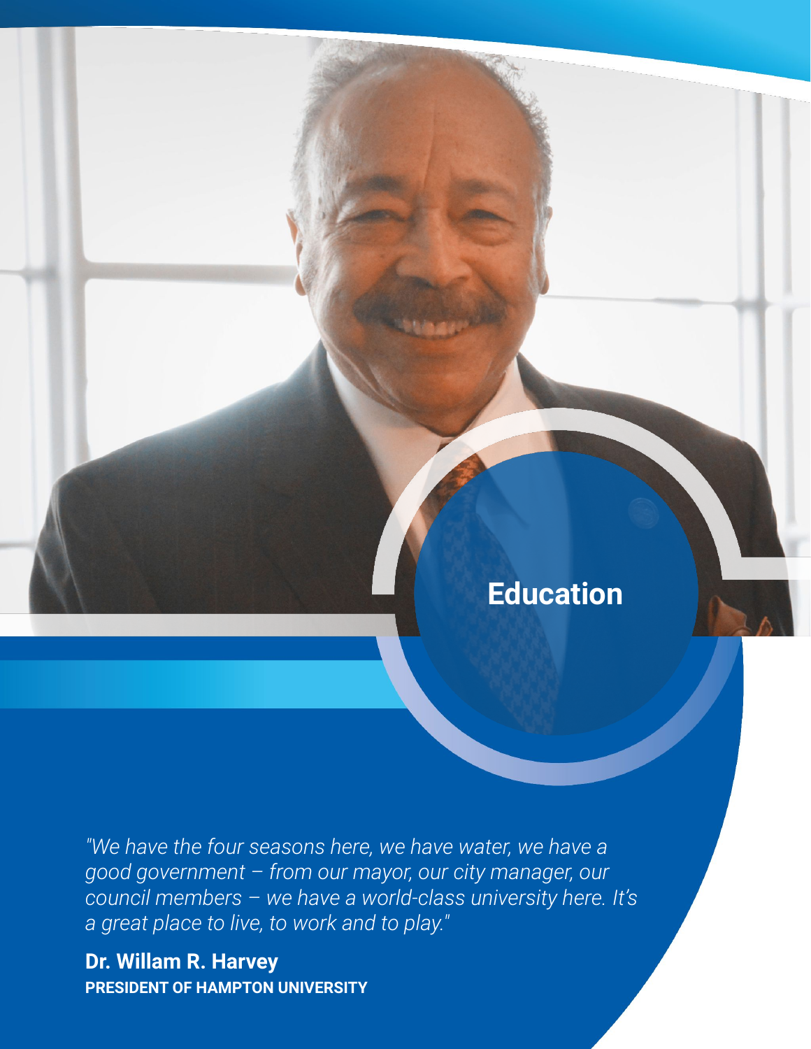# Education

*"We have the four seasons here, we have water, we have a good government – from our mayor, our city manager, our council members – we have a world-class university here. It's a great place to live, to work and to play."*

**Dr. Willam R. Harvey**
**PRESIDENT OF HAMPTON UNIVERSITY**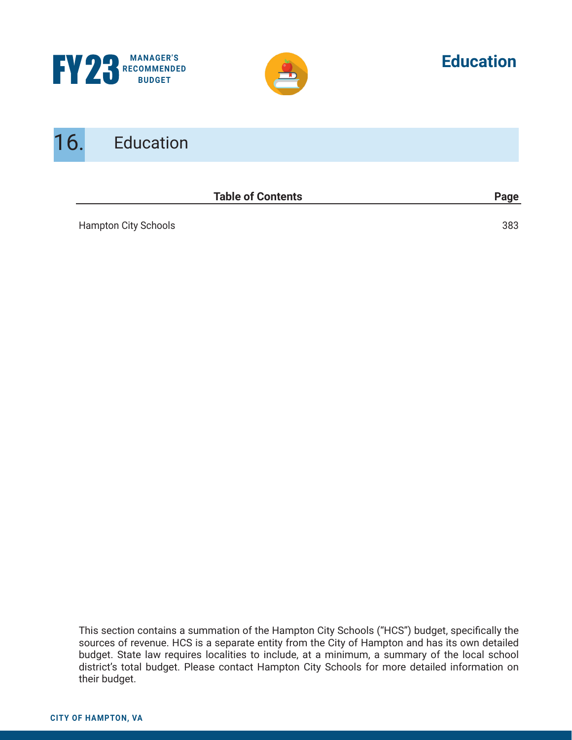# 16. Education

| Table of Contents | Page |
| --- | --- |
| Hampton City Schools | 383 |

This section contains a summation of the Hampton City Schools ("HCS") budget, specifically the sources of revenue. HCS is a separate entity from the City of Hampton and has its own detailed budget. State law requires localities to include, at a minimum, a summary of the local school district's total budget. Please contact Hampton City Schools for more detailed information on their budget.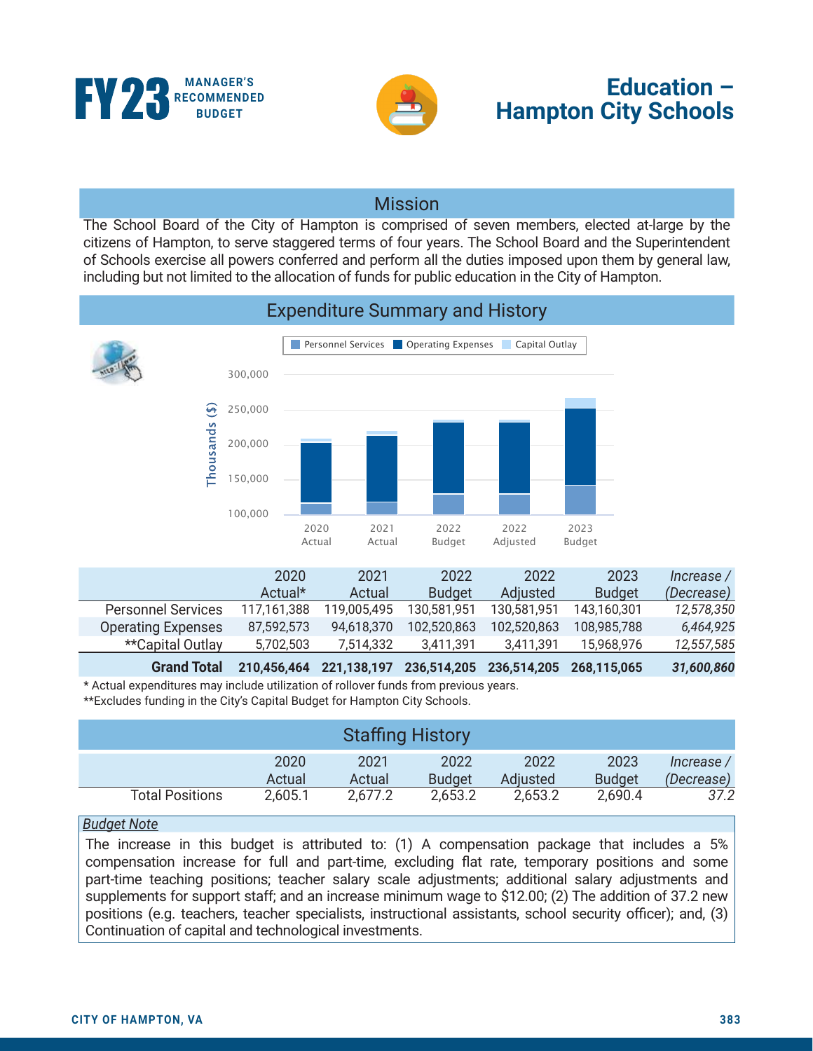# FY23 MANAGER'S RECOMMENDED BUDGET

# Education – Hampton City Schools

## Mission

The School Board of the City of Hampton is comprised of seven members, elected at-large by the citizens of Hampton, to serve staggered terms of four years. The School Board and the Superintendent of Schools exercise all powers conferred and perform all the duties imposed upon them by general law, including but not limited to the allocation of funds for public education in the City of Hampton.

## Expenditure Summary and History

|  | 2020 Actual* | 2021 Actual | 2022 Budget | 2022 Adjusted | 2023 Budget | *Increase / (Decrease)* |
|---|---|---|---|---|---|---|
| Personnel Services | 117,161,388 | 119,005,495 | 130,581,951 | 130,581,951 | 143,160,301 | *12,578,350* |
| Operating Expenses | 87,592,573 | 94,618,370 | 102,520,863 | 102,520,863 | 108,985,788 | *6,464,925* |
| **Capital Outlay | 5,702,503 | 7,514,332 | 3,411,391 | 3,411,391 | 15,968,976 | *12,557,585* |
| **Grand Total** | **210,456,464** | **221,138,197** | **236,514,205** | **236,514,205** | **268,115,065** | ***31,600,860*** |

* Actual expenditures may include utilization of rollover funds from previous years.
**Excludes funding in the City's Capital Budget for Hampton City Schools.

## Staffing History

|  | 2020 Actual | 2021 Actual | 2022 Budget | 2022 Adjusted | 2023 Budget | *Increase / (Decrease)* |
|---|---|---|---|---|---|---|
| Total Positions | 2,605.1 | 2,677.2 | 2,653.2 | 2,653.2 | 2,690.4 | *37.2* |

*Budget Note*

The increase in this budget is attributed to: (1) A compensation package that includes a 5% compensation increase for full and part-time, excluding flat rate, temporary positions and some part-time teaching positions; teacher salary scale adjustments; additional salary adjustments and supplements for support staff; and an increase minimum wage to $12.00; (2) The addition of 37.2 new positions (e.g. teachers, teacher specialists, instructional assistants, school security officer); and, (3) Continuation of capital and technological investments.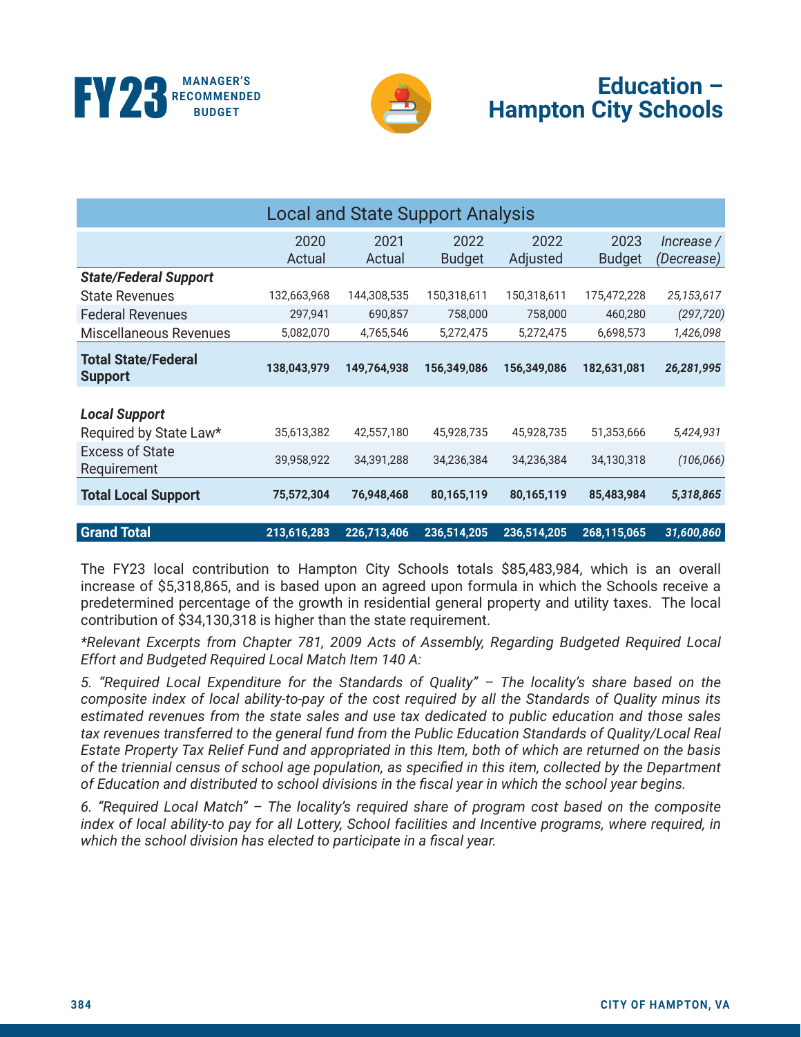# Education – Hampton City Schools

| Local and State Support Analysis | | | | | | |
|---|---|---|---|---|---|---|
| | 2020 Actual | 2021 Actual | 2022 Budget | 2022 Adjusted | 2023 Budget | *Increase / (Decrease)* |
| ***State/Federal Support*** | | | | | | |
| State Revenues | 132,663,968 | 144,308,535 | 150,318,611 | 150,318,611 | 175,472,228 | *25,153,617* |
| Federal Revenues | 297,941 | 690,857 | 758,000 | 758,000 | 460,280 | *(297,720)* |
| Miscellaneous Revenues | 5,082,070 | 4,765,546 | 5,272,475 | 5,272,475 | 6,698,573 | *1,426,098* |
| **Total State/Federal Support** | **138,043,979** | **149,764,938** | **156,349,086** | **156,349,086** | **182,631,081** | ***26,281,995*** |
| ***Local Support*** | | | | | | |
| Required by State Law* | 35,613,382 | 42,557,180 | 45,928,735 | 45,928,735 | 51,353,666 | *5,424,931* |
| Excess of State Requirement | 39,958,922 | 34,391,288 | 34,236,384 | 34,236,384 | 34,130,318 | *(106,066)* |
| **Total Local Support** | **75,572,304** | **76,948,468** | **80,165,119** | **80,165,119** | **85,483,984** | ***5,318,865*** |
| **Grand Total** | **213,616,283** | **226,713,406** | **236,514,205** | **236,514,205** | **268,115,065** | ***31,600,860*** |

The FY23 local contribution to Hampton City Schools totals $85,483,984, which is an overall increase of $5,318,865, and is based upon an agreed upon formula in which the Schools receive a predetermined percentage of the growth in residential general property and utility taxes. The local contribution of $34,130,318 is higher than the state requirement.

*\*Relevant Excerpts from Chapter 781, 2009 Acts of Assembly, Regarding Budgeted Required Local Effort and Budgeted Required Local Match Item 140 A:*

*5. "Required Local Expenditure for the Standards of Quality" – The locality's share based on the composite index of local ability-to-pay of the cost required by all the Standards of Quality minus its estimated revenues from the state sales and use tax dedicated to public education and those sales tax revenues transferred to the general fund from the Public Education Standards of Quality/Local Real Estate Property Tax Relief Fund and appropriated in this Item, both of which are returned on the basis of the triennial census of school age population, as specified in this item, collected by the Department of Education and distributed to school divisions in the fiscal year in which the school year begins.*

*6. "Required Local Match" – The locality's required share of program cost based on the composite index of local ability-to pay for all Lottery, School facilities and Incentive programs, where required, in which the school division has elected to participate in a fiscal year.*